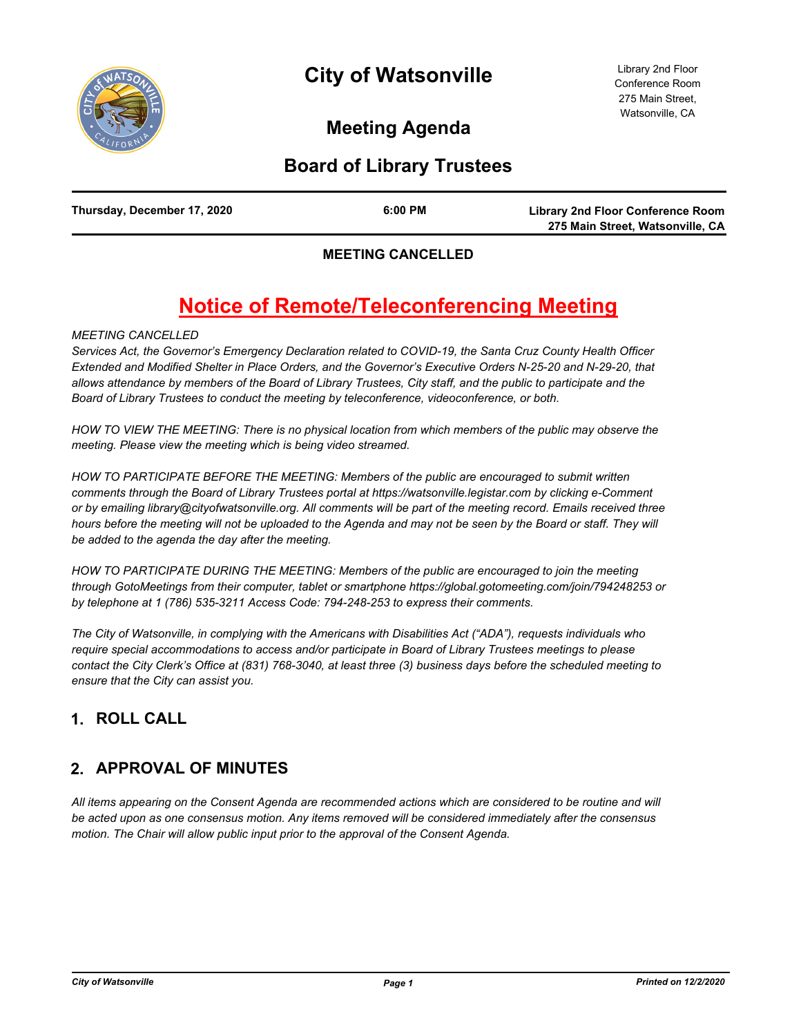# City of Watsonville

Library 2nd Floor Conference Room
275 Main Street,
Watsonville, CA

## Meeting Agenda

## Board of Library Trustees

**Thursday, December 17, 2020** | **6:00 PM** | **Library 2nd Floor Conference Room 275 Main Street, Watsonville, CA**

**MEETING CANCELLED**

# Notice of Remote/Teleconferencing Meeting

*MEETING CANCELLED*
*Services Act, the Governor's Emergency Declaration related to COVID-19, the Santa Cruz County Health Officer Extended and Modified Shelter in Place Orders, and the Governor's Executive Orders N-25-20 and N-29-20, that allows attendance by members of the Board of Library Trustees, City staff, and the public to participate and the Board of Library Trustees to conduct the meeting by teleconference, videoconference, or both.*

*HOW TO VIEW THE MEETING: There is no physical location from which members of the public may observe the meeting. Please view the meeting which is being video streamed.*

*HOW TO PARTICIPATE BEFORE THE MEETING: Members of the public are encouraged to submit written comments through the Board of Library Trustees portal at https://watsonville.legistar.com by clicking e-Comment or by emailing library@cityofwatsonville.org. All comments will be part of the meeting record. Emails received three hours before the meeting will not be uploaded to the Agenda and may not be seen by the Board or staff. They will be added to the agenda the day after the meeting.*

*HOW TO PARTICIPATE DURING THE MEETING: Members of the public are encouraged to join the meeting through GotoMeetings from their computer, tablet or smartphone https://global.gotomeeting.com/join/794248253 or by telephone at 1 (786) 535-3211 Access Code: 794-248-253 to express their comments.*

*The City of Watsonville, in complying with the Americans with Disabilities Act ("ADA"), requests individuals who require special accommodations to access and/or participate in Board of Library Trustees meetings to please contact the City Clerk's Office at (831) 768-3040, at least three (3) business days before the scheduled meeting to ensure that the City can assist you.*

## 1. ROLL CALL

## 2. APPROVAL OF MINUTES

*All items appearing on the Consent Agenda are recommended actions which are considered to be routine and will be acted upon as one consensus motion. Any items removed will be considered immediately after the consensus motion. The Chair will allow public input prior to the approval of the Consent Agenda.*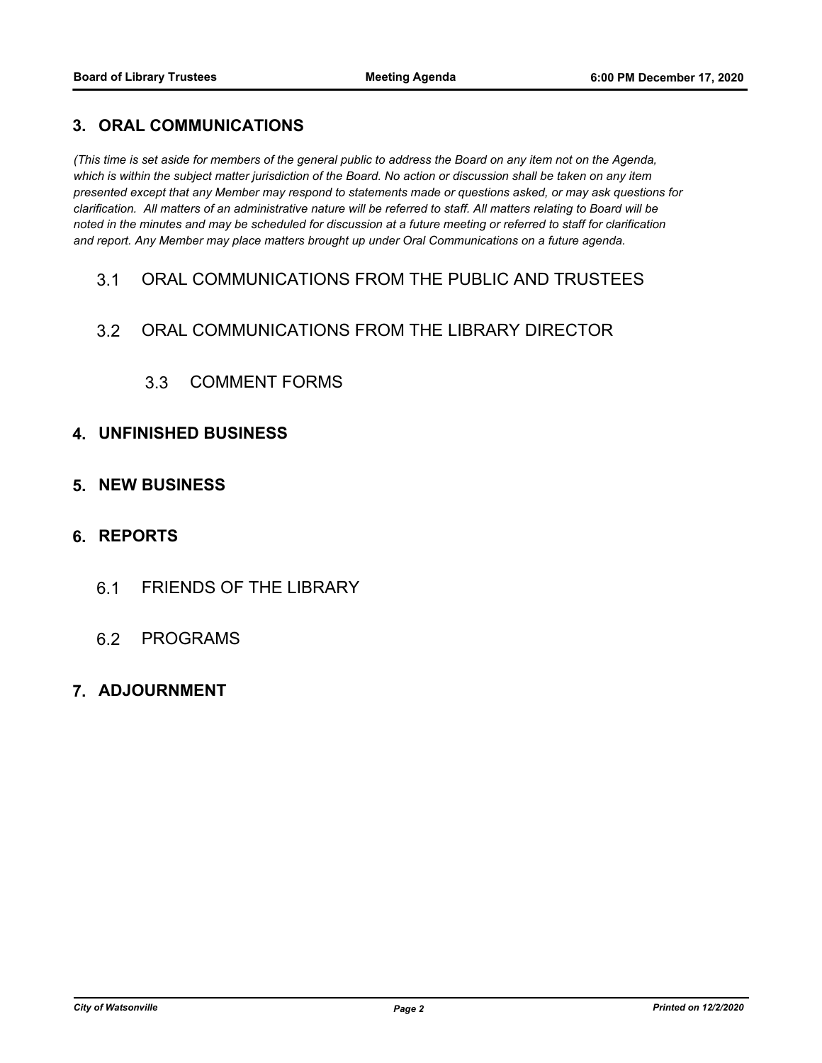## 3. ORAL COMMUNICATIONS

*(This time is set aside for members of the general public to address the Board on any item not on the Agenda, which is within the subject matter jurisdiction of the Board. No action or discussion shall be taken on any item presented except that any Member may respond to statements made or questions asked, or may ask questions for clarification. All matters of an administrative nature will be referred to staff. All matters relating to Board will be noted in the minutes and may be scheduled for discussion at a future meeting or referred to staff for clarification and report. Any Member may place matters brought up under Oral Communications on a future agenda.*

### 3.1 ORAL COMMUNICATIONS FROM THE PUBLIC AND TRUSTEES

### 3.2 ORAL COMMUNICATIONS FROM THE LIBRARY DIRECTOR

#### 3.3 COMMENT FORMS

## 4. UNFINISHED BUSINESS

## 5. NEW BUSINESS

## 6. REPORTS

### 6.1 FRIENDS OF THE LIBRARY

### 6.2 PROGRAMS

## 7. ADJOURNMENT